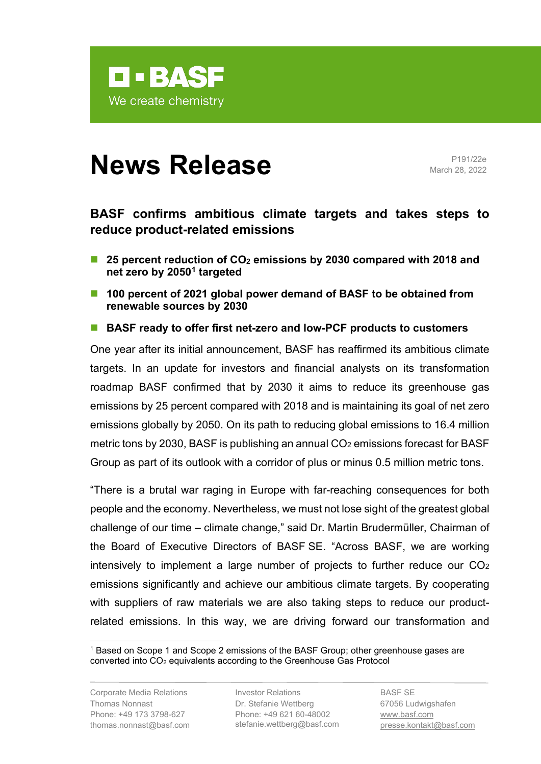**BASF**

We create chemistry

# News Release

P191/22e
March 28, 2022

## BASF confirms ambitious climate targets and takes steps to reduce product-related emissions

- **25 percent reduction of $CO_2$ emissions by 2030 compared with 2018 and net zero by 2050[1] targeted**
- **100 percent of 2021 global power demand of BASF to be obtained from renewable sources by 2030**
- **BASF ready to offer first net-zero and low-PCF products to customers**

One year after its initial announcement, BASF has reaffirmed its ambitious climate targets. In an update for investors and financial analysts on its transformation roadmap BASF confirmed that by 2030 it aims to reduce its greenhouse gas emissions by 25 percent compared with 2018 and is maintaining its goal of net zero emissions globally by 2050. On its path to reducing global emissions to 16.4 million metric tons by 2030, BASF is publishing an annual $CO_2$ emissions forecast for BASF Group as part of its outlook with a corridor of plus or minus 0.5 million metric tons.

"There is a brutal war raging in Europe with far-reaching consequences for both people and the economy. Nevertheless, we must not lose sight of the greatest global challenge of our time – climate change," said Dr. Martin Brudermüller, Chairman of the Board of Executive Directors of BASF SE. "Across BASF, we are working intensively to implement a large number of projects to further reduce our $CO_2$ emissions significantly and achieve our ambitious climate targets. By cooperating with suppliers of raw materials we are also taking steps to reduce our product-related emissions. In this way, we are driving forward our transformation and

[1] Based on Scope 1 and Scope 2 emissions of the BASF Group; other greenhouse gases are converted into $CO_2$ equivalents according to the Greenhouse Gas Protocol

Corporate Media Relations
Thomas Nonnast
Phone: +49 173 3798-627
thomas.nonnast@basf.com

Investor Relations
Dr. Stefanie Wettberg
Phone: +49 621 60-48002
stefanie.wettberg@basf.com

BASF SE
67056 Ludwigshafen
www.basf.com
presse.kontakt@basf.com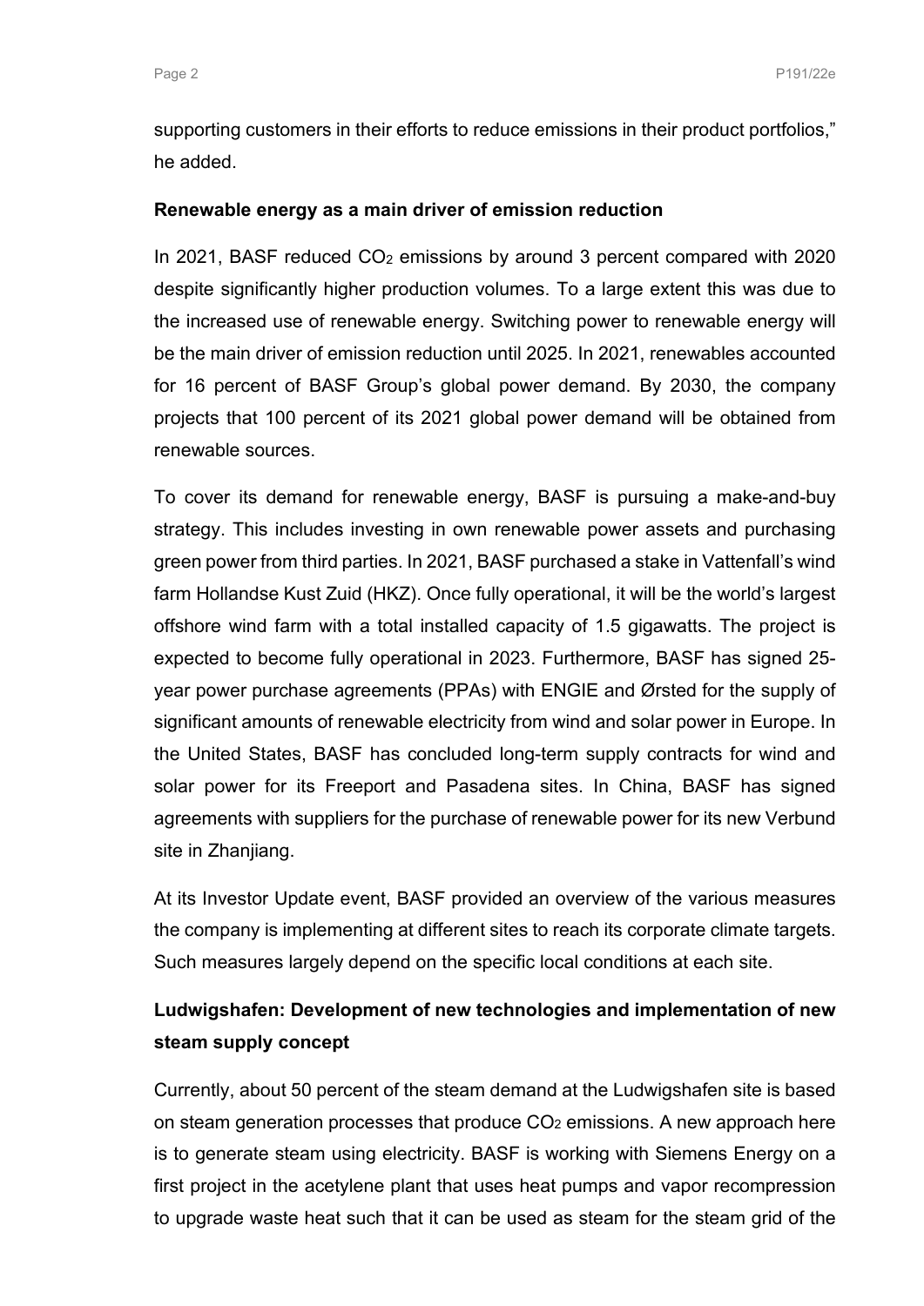supporting customers in their efforts to reduce emissions in their product portfolios," he added.

**Renewable energy as a main driver of emission reduction**

In 2021, BASF reduced $CO_2$ emissions by around 3 percent compared with 2020 despite significantly higher production volumes. To a large extent this was due to the increased use of renewable energy. Switching power to renewable energy will be the main driver of emission reduction until 2025. In 2021, renewables accounted for 16 percent of BASF Group's global power demand. By 2030, the company projects that 100 percent of its 2021 global power demand will be obtained from renewable sources.

To cover its demand for renewable energy, BASF is pursuing a make-and-buy strategy. This includes investing in own renewable power assets and purchasing green power from third parties. In 2021, BASF purchased a stake in Vattenfall's wind farm Hollandse Kust Zuid (HKZ). Once fully operational, it will be the world's largest offshore wind farm with a total installed capacity of 1.5 gigawatts. The project is expected to become fully operational in 2023. Furthermore, BASF has signed 25-year power purchase agreements (PPAs) with ENGIE and Ørsted for the supply of significant amounts of renewable electricity from wind and solar power in Europe. In the United States, BASF has concluded long-term supply contracts for wind and solar power for its Freeport and Pasadena sites. In China, BASF has signed agreements with suppliers for the purchase of renewable power for its new Verbund site in Zhanjiang.

At its Investor Update event, BASF provided an overview of the various measures the company is implementing at different sites to reach its corporate climate targets. Such measures largely depend on the specific local conditions at each site.

**Ludwigshafen: Development of new technologies and implementation of new steam supply concept**

Currently, about 50 percent of the steam demand at the Ludwigshafen site is based on steam generation processes that produce $CO_2$ emissions. A new approach here is to generate steam using electricity. BASF is working with Siemens Energy on a first project in the acetylene plant that uses heat pumps and vapor recompression to upgrade waste heat such that it can be used as steam for the steam grid of the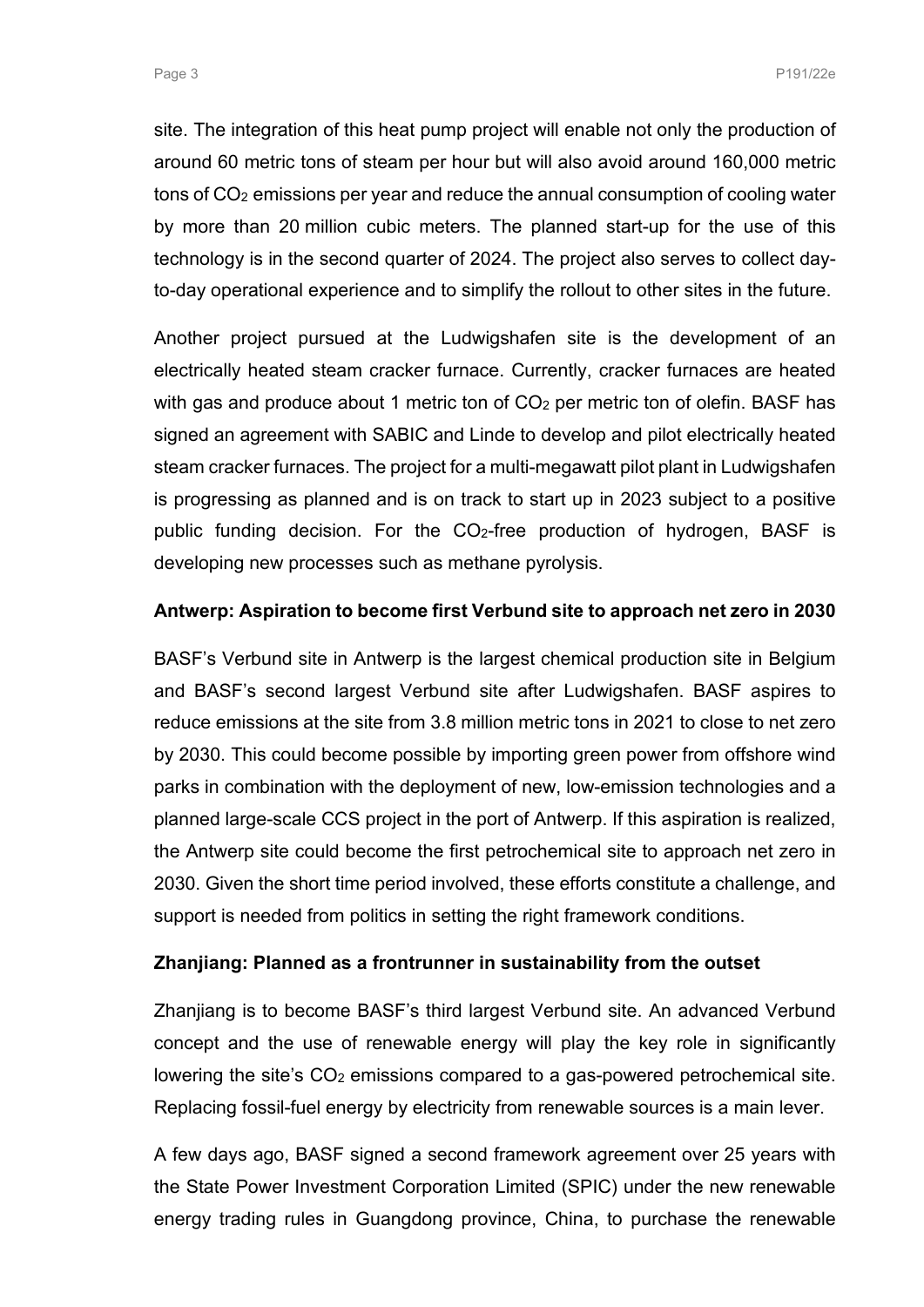site. The integration of this heat pump project will enable not only the production of around 60 metric tons of steam per hour but will also avoid around 160,000 metric tons of $CO_2$ emissions per year and reduce the annual consumption of cooling water by more than 20 million cubic meters. The planned start-up for the use of this technology is in the second quarter of 2024. The project also serves to collect day-to-day operational experience and to simplify the rollout to other sites in the future.

Another project pursued at the Ludwigshafen site is the development of an electrically heated steam cracker furnace. Currently, cracker furnaces are heated with gas and produce about 1 metric ton of $CO_2$ per metric ton of olefin. BASF has signed an agreement with SABIC and Linde to develop and pilot electrically heated steam cracker furnaces. The project for a multi-megawatt pilot plant in Ludwigshafen is progressing as planned and is on track to start up in 2023 subject to a positive public funding decision. For the $CO_2$-free production of hydrogen, BASF is developing new processes such as methane pyrolysis.

**Antwerp: Aspiration to become first Verbund site to approach net zero in 2030**

BASF's Verbund site in Antwerp is the largest chemical production site in Belgium and BASF's second largest Verbund site after Ludwigshafen. BASF aspires to reduce emissions at the site from 3.8 million metric tons in 2021 to close to net zero by 2030. This could become possible by importing green power from offshore wind parks in combination with the deployment of new, low-emission technologies and a planned large-scale CCS project in the port of Antwerp. If this aspiration is realized, the Antwerp site could become the first petrochemical site to approach net zero in 2030. Given the short time period involved, these efforts constitute a challenge, and support is needed from politics in setting the right framework conditions.

**Zhanjiang: Planned as a frontrunner in sustainability from the outset**

Zhanjiang is to become BASF's third largest Verbund site. An advanced Verbund concept and the use of renewable energy will play the key role in significantly lowering the site's $CO_2$ emissions compared to a gas-powered petrochemical site. Replacing fossil-fuel energy by electricity from renewable sources is a main lever.

A few days ago, BASF signed a second framework agreement over 25 years with the State Power Investment Corporation Limited (SPIC) under the new renewable energy trading rules in Guangdong province, China, to purchase the renewable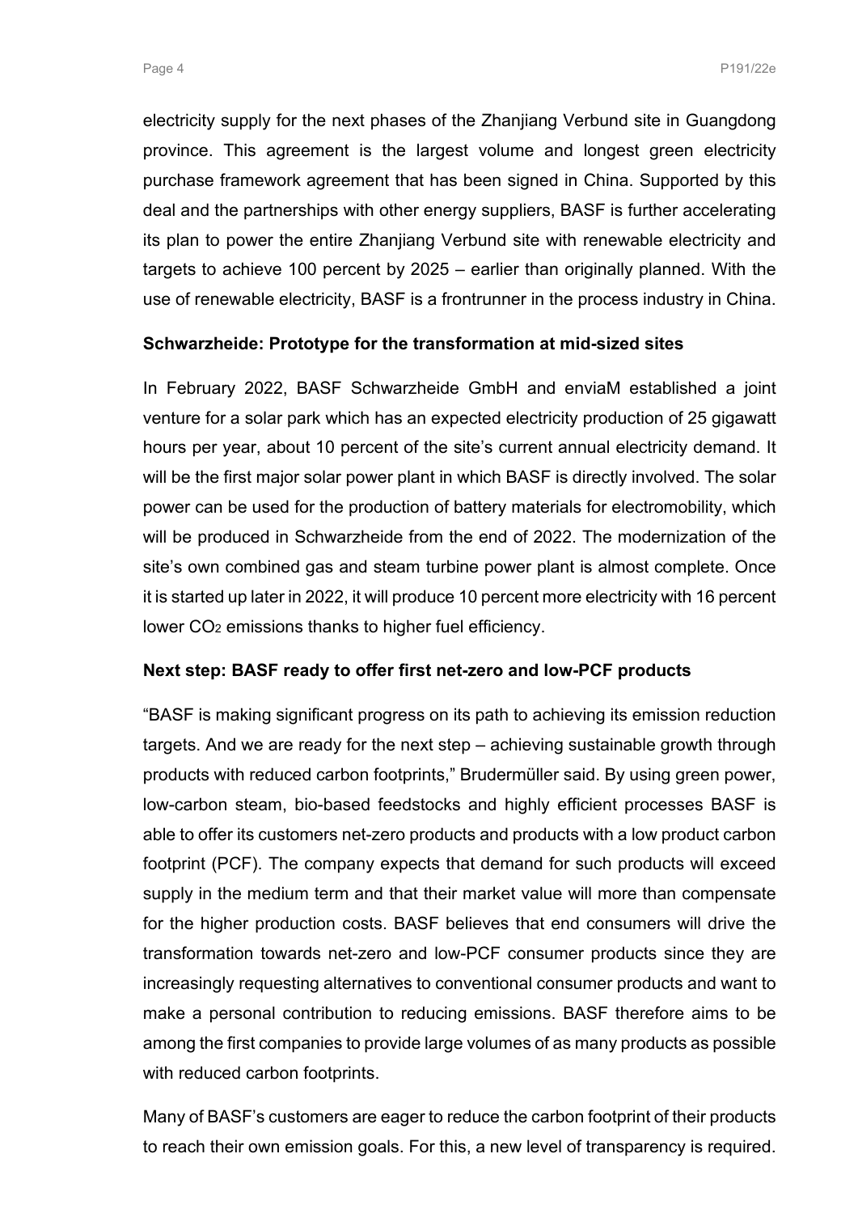electricity supply for the next phases of the Zhanjiang Verbund site in Guangdong province. This agreement is the largest volume and longest green electricity purchase framework agreement that has been signed in China. Supported by this deal and the partnerships with other energy suppliers, BASF is further accelerating its plan to power the entire Zhanjiang Verbund site with renewable electricity and targets to achieve 100 percent by 2025 – earlier than originally planned. With the use of renewable electricity, BASF is a frontrunner in the process industry in China.

**Schwarzheide: Prototype for the transformation at mid-sized sites**

In February 2022, BASF Schwarzheide GmbH and enviaM established a joint venture for a solar park which has an expected electricity production of 25 gigawatt hours per year, about 10 percent of the site's current annual electricity demand. It will be the first major solar power plant in which BASF is directly involved. The solar power can be used for the production of battery materials for electromobility, which will be produced in Schwarzheide from the end of 2022. The modernization of the site's own combined gas and steam turbine power plant is almost complete. Once it is started up later in 2022, it will produce 10 percent more electricity with 16 percent lower $CO_2$ emissions thanks to higher fuel efficiency.

**Next step: BASF ready to offer first net-zero and low-PCF products**

"BASF is making significant progress on its path to achieving its emission reduction targets. And we are ready for the next step – achieving sustainable growth through products with reduced carbon footprints," Brudermüller said. By using green power, low-carbon steam, bio-based feedstocks and highly efficient processes BASF is able to offer its customers net-zero products and products with a low product carbon footprint (PCF). The company expects that demand for such products will exceed supply in the medium term and that their market value will more than compensate for the higher production costs. BASF believes that end consumers will drive the transformation towards net-zero and low-PCF consumer products since they are increasingly requesting alternatives to conventional consumer products and want to make a personal contribution to reducing emissions. BASF therefore aims to be among the first companies to provide large volumes of as many products as possible with reduced carbon footprints.

Many of BASF's customers are eager to reduce the carbon footprint of their products to reach their own emission goals. For this, a new level of transparency is required.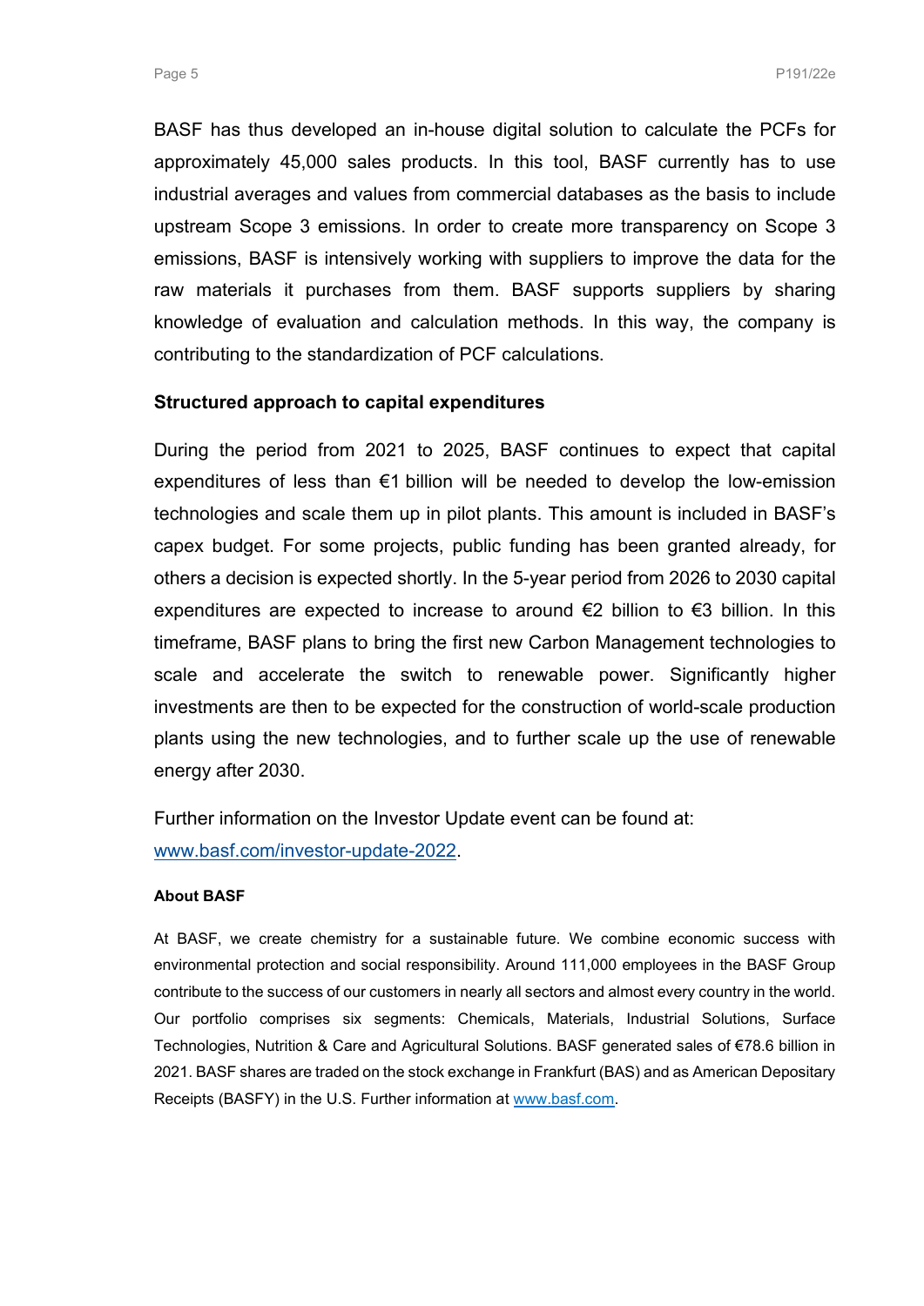BASF has thus developed an in-house digital solution to calculate the PCFs for approximately 45,000 sales products. In this tool, BASF currently has to use industrial averages and values from commercial databases as the basis to include upstream Scope 3 emissions. In order to create more transparency on Scope 3 emissions, BASF is intensively working with suppliers to improve the data for the raw materials it purchases from them. BASF supports suppliers by sharing knowledge of evaluation and calculation methods. In this way, the company is contributing to the standardization of PCF calculations.

### Structured approach to capital expenditures

During the period from 2021 to 2025, BASF continues to expect that capital expenditures of less than €1 billion will be needed to develop the low-emission technologies and scale them up in pilot plants. This amount is included in BASF's capex budget. For some projects, public funding has been granted already, for others a decision is expected shortly. In the 5-year period from 2026 to 2030 capital expenditures are expected to increase to around €2 billion to €3 billion. In this timeframe, BASF plans to bring the first new Carbon Management technologies to scale and accelerate the switch to renewable power. Significantly higher investments are then to be expected for the construction of world-scale production plants using the new technologies, and to further scale up the use of renewable energy after 2030.

Further information on the Investor Update event can be found at: [www.basf.com/investor-update-2022](http://www.basf.com/investor-update-2022).

#### About BASF

At BASF, we create chemistry for a sustainable future. We combine economic success with environmental protection and social responsibility. Around 111,000 employees in the BASF Group contribute to the success of our customers in nearly all sectors and almost every country in the world. Our portfolio comprises six segments: Chemicals, Materials, Industrial Solutions, Surface Technologies, Nutrition & Care and Agricultural Solutions. BASF generated sales of €78.6 billion in 2021. BASF shares are traded on the stock exchange in Frankfurt (BAS) and as American Depositary Receipts (BASFY) in the U.S. Further information at [www.basf.com](http://www.basf.com).